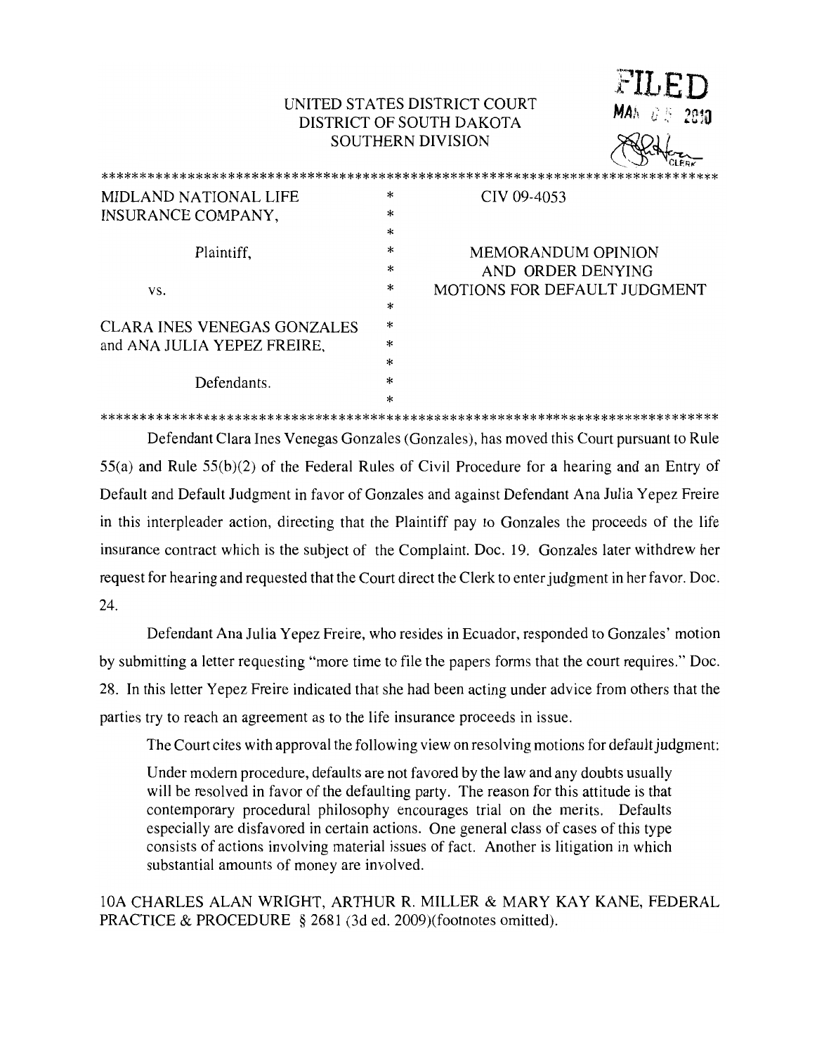UNITED STATES DISTRICT COURT
DISTRICT OF SOUTH DAKOTA
SOUTHERN DIVISION

FILED
MAR 05 2010
CLERK

| | | |
|---|---|---|
| MIDLAND NATIONAL LIFE INSURANCE COMPANY, | * | CIV 09-4053 |
| Plaintiff, | * | MEMORANDUM OPINION AND ORDER DENYING MOTIONS FOR DEFAULT JUDGMENT |
| vs. | * | |
| CLARA INES VENEGAS GONZALES and ANA JULIA YEPEZ FREIRE, | * | |
| Defendants. | * | |

Defendant Clara Ines Venegas Gonzales (Gonzales), has moved this Court pursuant to Rule 55(a) and Rule 55(b)(2) of the Federal Rules of Civil Procedure for a hearing and an Entry of Default and Default Judgment in favor of Gonzales and against Defendant Ana Julia Yepez Freire in this interpleader action, directing that the Plaintiff pay to Gonzales the proceeds of the life insurance contract which is the subject of the Complaint. Doc. 19. Gonzales later withdrew her request for hearing and requested that the Court direct the Clerk to enter judgment in her favor. Doc. 24.

Defendant Ana Julia Yepez Freire, who resides in Ecuador, responded to Gonzales' motion by submitting a letter requesting "more time to file the papers forms that the court requires." Doc. 28. In this letter Yepez Freire indicated that she had been acting under advice from others that the parties try to reach an agreement as to the life insurance proceeds in issue.

The Court cites with approval the following view on resolving motions for default judgment:

> Under modern procedure, defaults are not favored by the law and any doubts usually will be resolved in favor of the defaulting party. The reason for this attitude is that contemporary procedural philosophy encourages trial on the merits. Defaults especially are disfavored in certain actions. One general class of cases of this type consists of actions involving material issues of fact. Another is litigation in which substantial amounts of money are involved.

10A CHARLES ALAN WRIGHT, ARTHUR R. MILLER & MARY KAY KANE, FEDERAL PRACTICE & PROCEDURE § 2681 (3d ed. 2009)(footnotes omitted).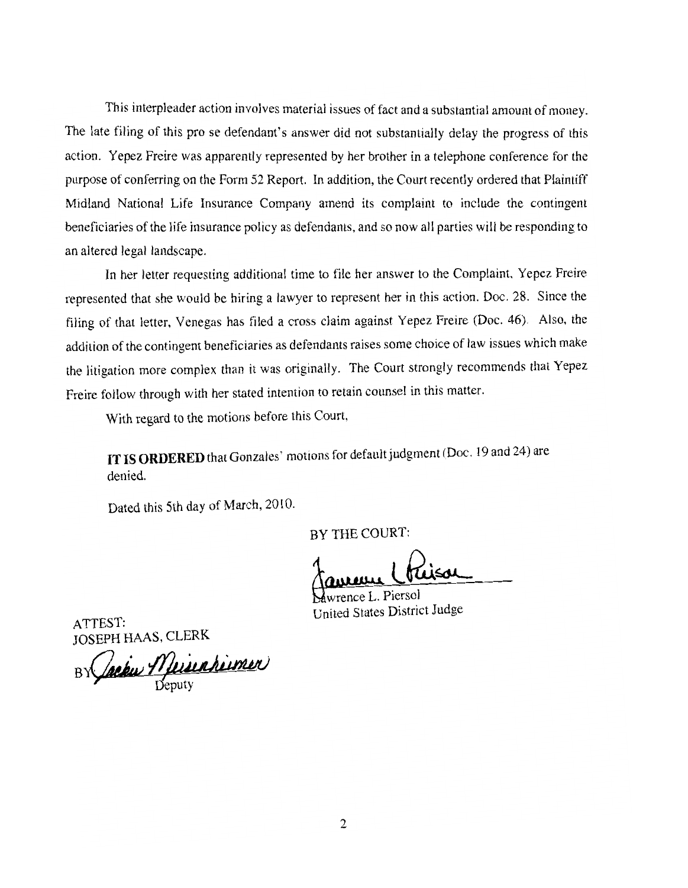This interpleader action involves material issues of fact and a substantial amount of money. The late filing of this pro se defendant's answer did not substantially delay the progress of this action. Yepez Freire was apparently represented by her brother in a telephone conference for the purpose of conferring on the Form 52 Report. In addition, the Court recently ordered that Plaintiff Midland National Life Insurance Company amend its complaint to include the contingent beneficiaries of the life insurance policy as defendants, and so now all parties will be responding to an altered legal landscape.

In her letter requesting additional time to file her answer to the Complaint, Yepez Freire represented that she would be hiring a lawyer to represent her in this action. Doc. 28. Since the filing of that letter, Venegas has filed a cross claim against Yepez Freire (Doc. 46). Also, the addition of the contingent beneficiaries as defendants raises some choice of law issues which make the litigation more complex than it was originally. The Court strongly recommends that Yepez Freire follow through with her stated intention to retain counsel in this matter.

With regard to the motions before this Court,

**IT IS ORDERED** that Gonzales' motions for default judgment (Doc. 19 and 24) are denied.

Dated this 5th day of March, 2010.

BY THE COURT:

Lawrence L. Piersol
United States District Judge

ATTEST:
JOSEPH HAAS, CLERK

BY ______________
Deputy